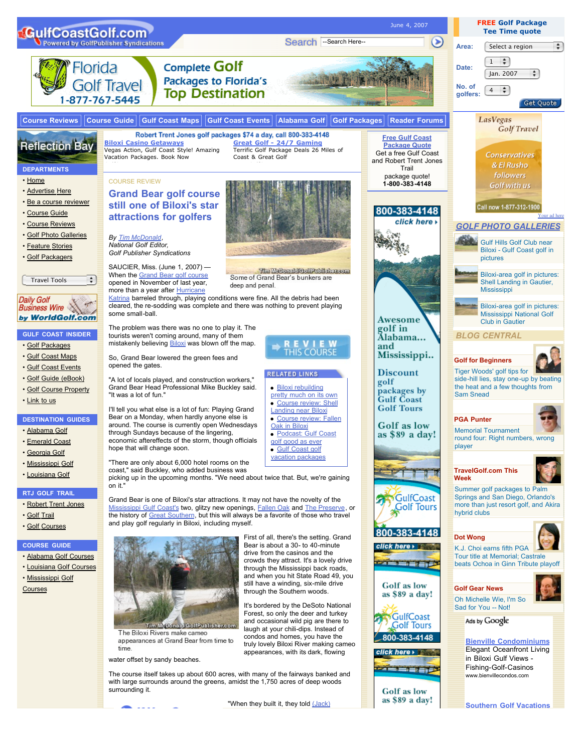GulfCoastGolf.com
Powered by GolfPublisher Syndications

June 4, 2007

Search --Search Here--

**FREE Golf Package Tee Time quote**

Area: Select a region

Date: 1 Jan. 2007

No. of golfers: 4

Get Quote

Florida Golf Travel 1-877-767-5445 — Complete Golf Packages to Florida's Top Destination

Course Reviews | Course Guide | Gulf Coast Maps | Gulf Coast Events | Alabama Golf | Golf Packages | Reader Forums

Reflection Bay

**DEPARTMENTS**

- Home
- Advertise Here
- Be a course reviewer
- Course Guide
- Course Reviews
- Golf Photo Galleries
- Feature Stories
- Golf Packagers

Travel Tools

Daily Golf Business Wire by WorldGolf.com

**GULF COAST INSIDER**

- Golf Packages
- Gulf Coast Maps
- Gulf Coast Events
- Golf Guide (eBook)
- Golf Course Property
- Link to us

**DESTINATION GUIDES**

- Alabama Golf
- Emerald Coast
- Georgia Golf
- Mississippi Golf
- Louisiana Golf

**RTJ GOLF TRAIL**

- Robert Trent Jones
- Golf Trail
- Golf Courses

**COURSE GUIDE**

- Alabama Golf Courses
- Louisiana Golf Courses
- Mississippi Golf Courses

Robert Trent Jones golf packages $74 a day, call 800-383-4148

**Biloxi Casino Getaways**
Vegas Action, Gulf Coast Style! Amazing Vacation Packages. Book Now

**Great Golf - 24/7 Gaming**
Terrific Golf Package Deals 26 Miles of Coast & Great Golf

**Free Gulf Coast Package Quote**
Get a free Gulf Coast and Robert Trent Jones Trail package quote!
1-800-383-4148

COURSE REVIEW

# Grand Bear golf course still one of Biloxi's star attractions for golfers

*By Tim McDonald,*
*National Golf Editor,*
*Golf Publisher Syndications*

Some of Grand Bear's bunkers are deep and penal.

SAUCIER, Miss. (June 1, 2007) — When the Grand Bear golf course opened in November of last year, more than a year after Hurricane Katrina barreled through, playing conditions were fine. All the debris had been cleared, the re-sodding was complete and there was nothing to prevent playing some small-ball.

The problem was there was no one to play it. The tourists weren't coming around, many of them mistakenly believing Biloxi was blown off the map.

So, Grand Bear lowered the green fees and opened the gates.

"A lot of locals played, and construction workers," Grand Bear Head Professional Mike Buckley said. "It was a lot of fun."

I'll tell you what else is a lot of fun: Playing Grand Bear on a Monday, when hardly anyone else is around. The course is currently open Wednesdays through Sundays because of the lingering, economic aftereffects of the storm, though officials hope that will change soon.

"There are only about 6,000 hotel rooms on the coast," said Buckley, who added business was picking up in the upcoming months. "We need about twice that. But, we're gaining on it."

REVIEW THIS COURSE

**RELATED LINKS**

- Biloxi rebuilding pretty much on its own
- Course review: Shell Landing near Biloxi
- Course review: Fallen Oak in Biloxi
- Podcast: Gulf Coast golf good as ever
- Gulf Coast golf vacation packages

Grand Bear is one of Biloxi's star attractions. It may not have the novelty of the Mississippi Gulf Coast's two, glitzy new openings, Fallen Oak and The Preserve, or the history of Great Southern, but this will always be a favorite of those who travel and play golf regularly in Biloxi, including myself.

The Biloxi Rivers make cameo appearances at Grand Bear from time to time.

First of all, there's the setting. Grand Bear is about a 30- to 40-minute drive from the casinos and the crowds they attract. It's a lovely drive through the Mississippi back roads, and when you hit State Road 49, you still have a winding, six-mile drive through the Southern woods.

It's bordered by the DeSoto National Forest, so only the deer and turkey and occasional wild pig are there to laugh at your chili-dips. Instead of condos and homes, you have the truly lovely Biloxi River making cameo appearances, with its dark, flowing water offset by sandy beaches.

The course itself takes up about 600 acres, with many of the fairways banked and with large surrounds around the greens, amidst the 1,750 acres of deep woods surrounding it.

"When they built it, they told (Jack)

800-383-4148 click here
Awesome golf in Alabama... and Mississippi..
Discount golf packages by Gulf Coast Golf Tours
Golf as low as $89 a day!
GulfCoast Golf Tours 800-383-4148

click here — Golf as low as $89 a day! GulfCoast Golf Tours 800-383-4148

click here — Golf as low as $89 a day!

LasVegas Golf Travel — Conservatives & El Rusho followers Golf with us — Call now 1-877-312-1900

Your ad here

## GOLF PHOTO GALLERIES

- Gulf Hills Golf Club near Biloxi - Gulf Coast golf in pictures
- Biloxi-area golf in pictures: Shell Landing in Gautier, Mississippi
- Biloxi-area golf in pictures: Mississippi National Golf Club in Gautier

## BLOG CENTRAL

**Golf for Beginners**
Tiger Woods' golf tips for side-hill lies, stay one-up by beating the heat and a few thoughts from Sam Snead

**PGA Punter**
Memorial Tournament round four: Right numbers, wrong player

**TravelGolf.com This Week**
Summer golf packages to Palm Springs and San Diego, Orlando's more than just resort golf, and Akira hybrid clubs

**Dot Wong**
K.J. Choi earns fifth PGA Tour title at Memorial; Castrale beats Ochoa in Ginn Tribute playoff

**Golf Gear News**
Oh Michelle Wie, I'm So Sad for You -- Not!

Ads by Google

**Bienville Condominiums**
Elegant Oceanfront Living in Biloxi Gulf Views - Fishing-Golf-Casinos
www.bienvillecondos.com

**Southern Golf Vacations**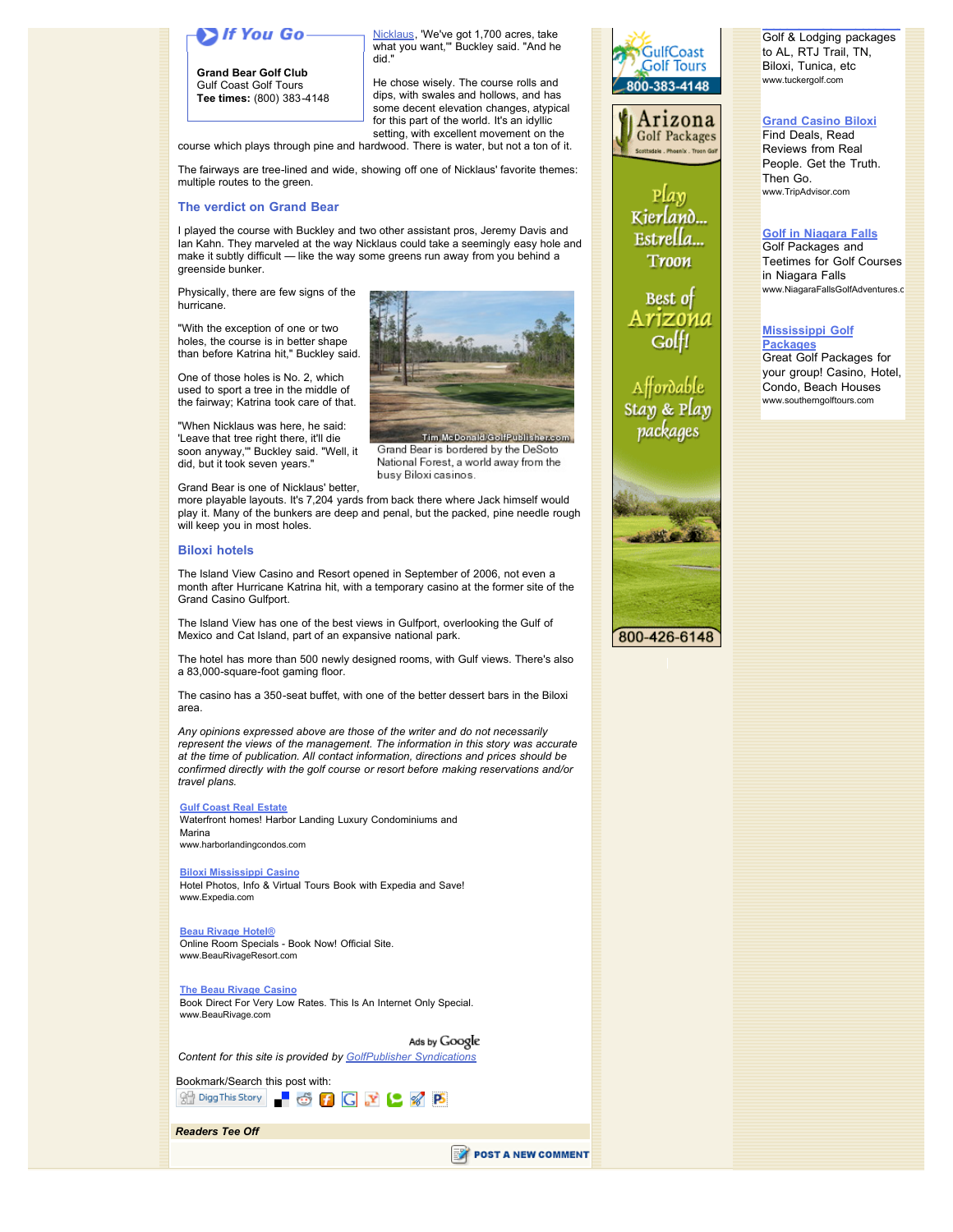## If You Go

**Grand Bear Golf Club**
Gulf Coast Golf Tours
**Tee times:** (800) 383-4148

Nicklaus, 'We've got 1,700 acres, take what you want,'" Buckley said. "And he did."

He chose wisely. The course rolls and dips, with swales and hollows, and has some decent elevation changes, atypical for this part of the world. It's an idyllic setting, with excellent movement on the course which plays through pine and hardwood. There is water, but not a ton of it.

The fairways are tree-lined and wide, showing off one of Nicklaus' favorite themes: multiple routes to the green.

### The verdict on Grand Bear

I played the course with Buckley and two other assistant pros, Jeremy Davis and Ian Kahn. They marveled at the way Nicklaus could take a seemingly easy hole and make it subtly difficult — like the way some greens run away from you behind a greenside bunker.

Physically, there are few signs of the hurricane.

"With the exception of one or two holes, the course is in better shape than before Katrina hit," Buckley said.

One of those holes is No. 2, which used to sport a tree in the middle of the fairway; Katrina took care of that.

"When Nicklaus was here, he said: 'Leave that tree right there, it'll die soon anyway,'" Buckley said. "Well, it did, but it took seven years."

Tim McDonald/GolfPublisher.com
Grand Bear is bordered by the DeSoto National Forest, a world away from the busy Biloxi casinos.

Grand Bear is one of Nicklaus' better, more playable layouts. It's 7,204 yards from back there where Jack himself would play it. Many of the bunkers are deep and penal, but the packed, pine needle rough will keep you in most holes.

### Biloxi hotels

The Island View Casino and Resort opened in September of 2006, not even a month after Hurricane Katrina hit, with a temporary casino at the former site of the Grand Casino Gulfport.

The Island View has one of the best views in Gulfport, overlooking the Gulf of Mexico and Cat Island, part of an expansive national park.

The hotel has more than 500 newly designed rooms, with Gulf views. There's also a 83,000-square-foot gaming floor.

The casino has a 350-seat buffet, with one of the better dessert bars in the Biloxi area.

*Any opinions expressed above are those of the writer and do not necessarily represent the views of the management. The information in this story was accurate at the time of publication. All contact information, directions and prices should be confirmed directly with the golf course or resort before making reservations and/or travel plans.*

**Gulf Coast Real Estate**
Waterfront homes! Harbor Landing Luxury Condominiums and Marina
www.harborlandingcondos.com

**Biloxi Mississippi Casino**
Hotel Photos, Info & Virtual Tours Book with Expedia and Save!
www.Expedia.com

**Beau Rivage Hotel®**
Online Room Specials - Book Now! Official Site.
www.BeauRivageResort.com

**The Beau Rivage Casino**
Book Direct For Very Low Rates. This Is An Internet Only Special.
www.BeauRivage.com

Ads by Google

*Content for this site is provided by GolfPublisher Syndications*

Bookmark/Search this post with:

Digg This Story

**Readers Tee Off**

POST A NEW COMMENT

GulfCoast Golf Tours 800-383-4148

Arizona Golf Packages — Scottsdale . Phoenix . Troon Golf
Play Kierland... Estrella... Troon
Best of Arizona Golf!
Affordable Stay & Play packages
800-426-6148

Golf & Lodging packages to AL, RTJ Trail, TN, Biloxi, Tunica, etc
www.tuckergolf.com

**Grand Casino Biloxi**
Find Deals, Read Reviews from Real People. Get the Truth. Then Go.
www.TripAdvisor.com

**Golf in Niagara Falls**
Golf Packages and Teetimes for Golf Courses in Niagara Falls
www.NiagaraFallsGolfAdventures.c

**Mississippi Golf Packages**
Great Golf Packages for your group! Casino, Hotel, Condo, Beach Houses
www.southerngolftours.com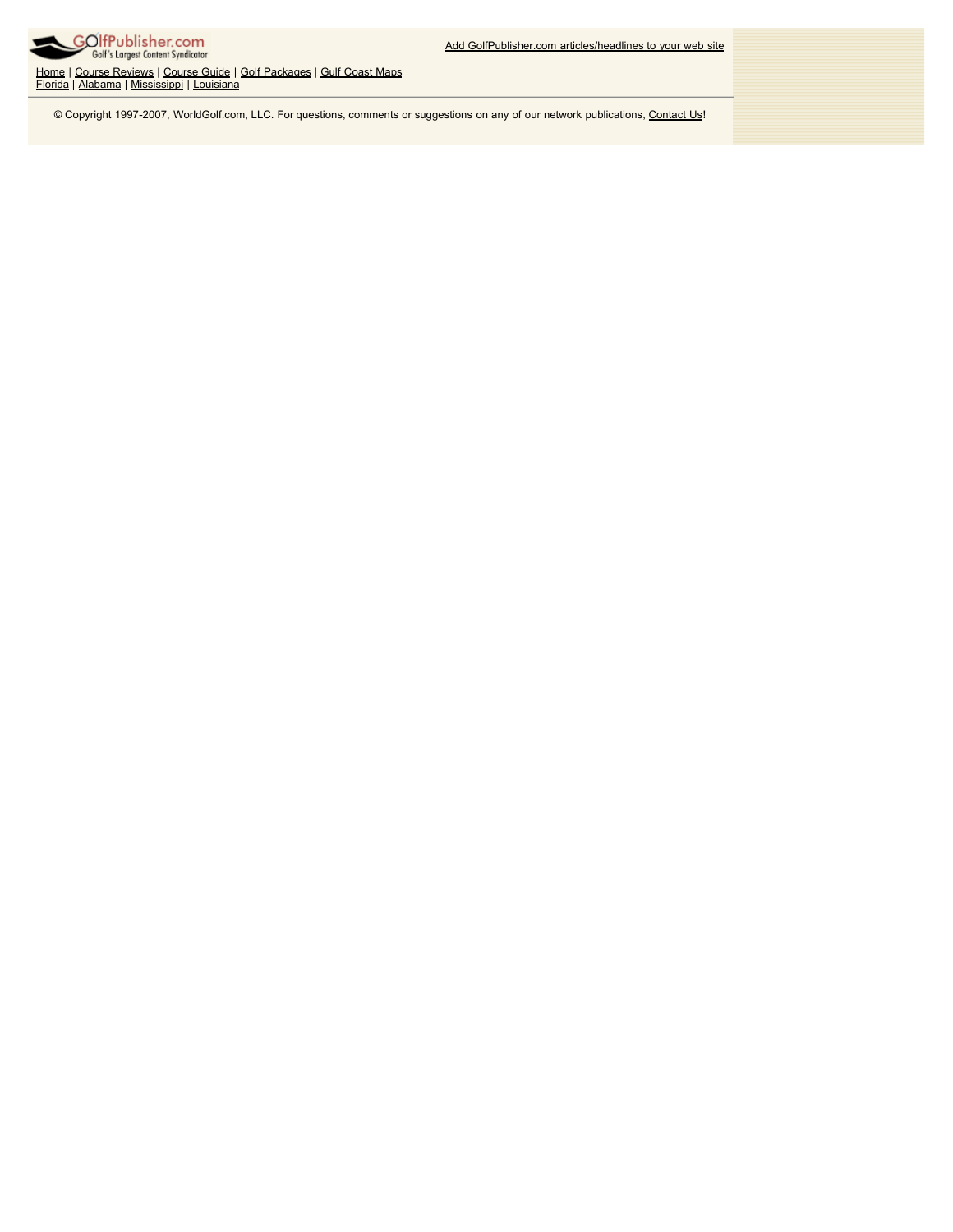GolfPublisher.com
Golf's Largest Content Syndicator

Add GolfPublisher.com articles/headlines to your web site

Home | Course Reviews | Course Guide | Golf Packages | Gulf Coast Maps
Florida | Alabama | Mississippi | Louisiana

© Copyright 1997-2007, WorldGolf.com, LLC. For questions, comments or suggestions on any of our network publications, Contact Us!